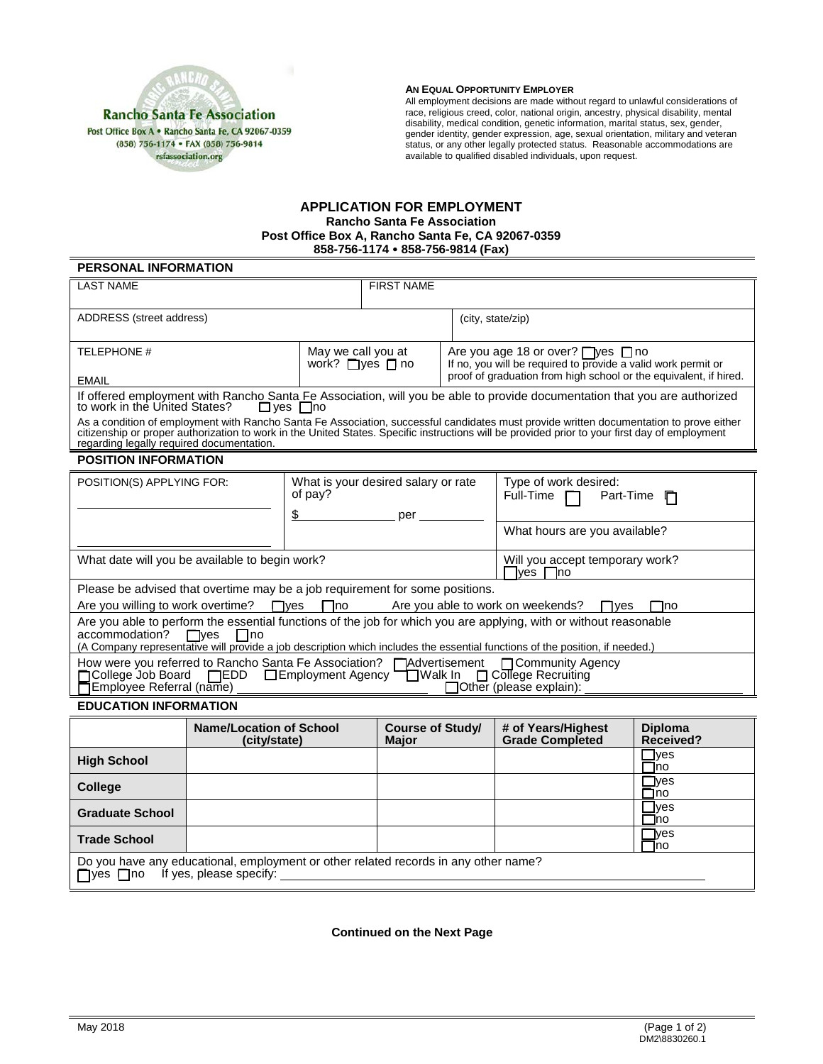Rancho Santa Fe Association
Post Office Box A • Rancho Santa Fe, CA 92067-0359
(858) 756-1174 • FAX (858) 756-9814
rsfassociation.org

**AN EQUAL OPPORTUNITY EMPLOYER**
All employment decisions are made without regard to unlawful considerations of race, religious creed, color, national origin, ancestry, physical disability, mental disability, medical condition, genetic information, marital status, sex, gender, gender identity, gender expression, age, sexual orientation, military and veteran status, or any other legally protected status. Reasonable accommodations are available to qualified disabled individuals, upon request.

# APPLICATION FOR EMPLOYMENT

**Rancho Santa Fe Association**
**Post Office Box A, Rancho Santa Fe, CA 92067-0359**
**858-756-1174 • 858-756-9814 (Fax)**

## PERSONAL INFORMATION

| LAST NAME | FIRST NAME |
|---|---|
| | |

| ADDRESS (street address) | (city, state/zip) |
|---|---|
| | |

| TELEPHONE # / EMAIL | May we call you at work? ☐yes ☐ no | Are you age 18 or over? ☐yes ☐no<br>If no, you will be required to provide a valid work permit or proof of graduation from high school or the equivalent, if hired. |
|---|---|---|

If offered employment with Rancho Santa Fe Association, will you be able to provide documentation that you are authorized to work in the United States? ☐ yes ☐no

As a condition of employment with Rancho Santa Fe Association, successful candidates must provide written documentation to prove either citizenship or proper authorization to work in the United States. Specific instructions will be provided prior to your first day of employment regarding legally required documentation.

## POSITION INFORMATION

| POSITION(S) APPLYING FOR: | What is your desired salary or rate of pay?<br>$ ______________ per __________ | Type of work desired:<br>Full-Time ☐ Part-Time ☐ |
|---|---|---|
| ______________________________<br>______________________________ | | What hours are you available? |

| What date will you be available to begin work? | Will you accept temporary work?<br>☐yes ☐no |
|---|---|

Please be advised that overtime may be a job requirement for some positions.

Are you willing to work overtime? ☐yes ☐no Are you able to work on weekends? ☐yes ☐no

Are you able to perform the essential functions of the job for which you are applying, with or without reasonable accommodation? ☐yes ☐no
(A Company representative will provide a job description which includes the essential functions of the position, if needed.)

How were you referred to Rancho Santa Fe Association? ☐Advertisement ☐Community Agency
☐College Job Board ☐EDD ☐Employment Agency ☐Walk In ☐ College Recruiting
☐Employee Referral (name) ______________________ ☐Other (please explain): ______________________

## EDUCATION INFORMATION

| | Name/Location of School (city/state) | Course of Study/ Major | # of Years/Highest Grade Completed | Diploma Received? |
|---|---|---|---|---|
| **High School** | | | | ☐yes ☐no |
| **College** | | | | ☐yes ☐no |
| **Graduate School** | | | | ☐yes ☐no |
| **Trade School** | | | | ☐yes ☐no |

Do you have any educational, employment or other related records in any other name?
☐yes ☐no If yes, please specify: ______________________________________________

**Continued on the Next Page**

May 2018

DM2\8830260.1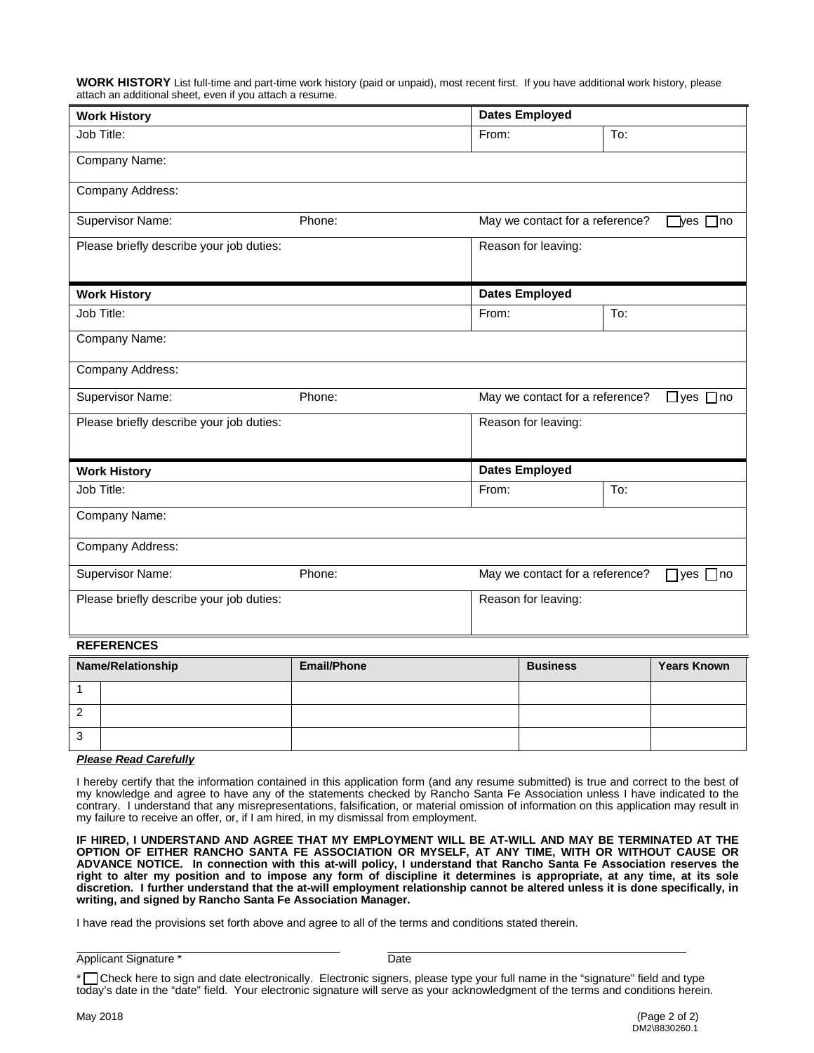**WORK HISTORY** List full-time and part-time work history (paid or unpaid), most recent first. If you have additional work history, please attach an additional sheet, even if you attach a resume.

| **Work History** | | **Dates Employed** | |
|---|---|---|---|
| Job Title: | | From: | To: |
| Company Name: | | | |
| Company Address: | | | |
| Supervisor Name: | Phone: | May we contact for a reference? ☐ yes ☐ no | |
| Please briefly describe your job duties: | | Reason for leaving: | |

| **Work History** | | **Dates Employed** | |
|---|---|---|---|
| Job Title: | | From: | To: |
| Company Name: | | | |
| Company Address: | | | |
| Supervisor Name: | Phone: | May we contact for a reference? ☐ yes ☐ no | |
| Please briefly describe your job duties: | | Reason for leaving: | |

| **Work History** | | **Dates Employed** | |
|---|---|---|---|
| Job Title: | | From: | To: |
| Company Name: | | | |
| Company Address: | | | |
| Supervisor Name: | Phone: | May we contact for a reference? ☐ yes ☐ no | |
| Please briefly describe your job duties: | | Reason for leaving: | |

**REFERENCES**

| **Name/Relationship** | | **Email/Phone** | **Business** | **Years Known** |
|---|---|---|---|---|
| 1 | | | | |
| 2 | | | | |
| 3 | | | | |

***Please Read Carefully***

I hereby certify that the information contained in this application form (and any resume submitted) is true and correct to the best of my knowledge and agree to have any of the statements checked by Rancho Santa Fe Association unless I have indicated to the contrary. I understand that any misrepresentations, falsification, or material omission of information on this application may result in my failure to receive an offer, or, if I am hired, in my dismissal from employment.

**IF HIRED, I UNDERSTAND AND AGREE THAT MY EMPLOYMENT WILL BE AT-WILL AND MAY BE TERMINATED AT THE OPTION OF EITHER RANCHO SANTA FE ASSOCIATION OR MYSELF, AT ANY TIME, WITH OR WITHOUT CAUSE OR ADVANCE NOTICE. In connection with this at-will policy, I understand that Rancho Santa Fe Association reserves the right to alter my position and to impose any form of discipline it determines is appropriate, at any time, at its sole discretion. I further understand that the at-will employment relationship cannot be altered unless it is done specifically, in writing, and signed by Rancho Santa Fe Association Manager.**

I have read the provisions set forth above and agree to all of the terms and conditions stated therein.

Applicant Signature * ____________________ Date ____________________

* ☐ Check here to sign and date electronically. Electronic signers, please type your full name in the "signature" field and type today's date in the "date" field. Your electronic signature will serve as your acknowledgment of the terms and conditions herein.

May 2018

DM2\8830260.1